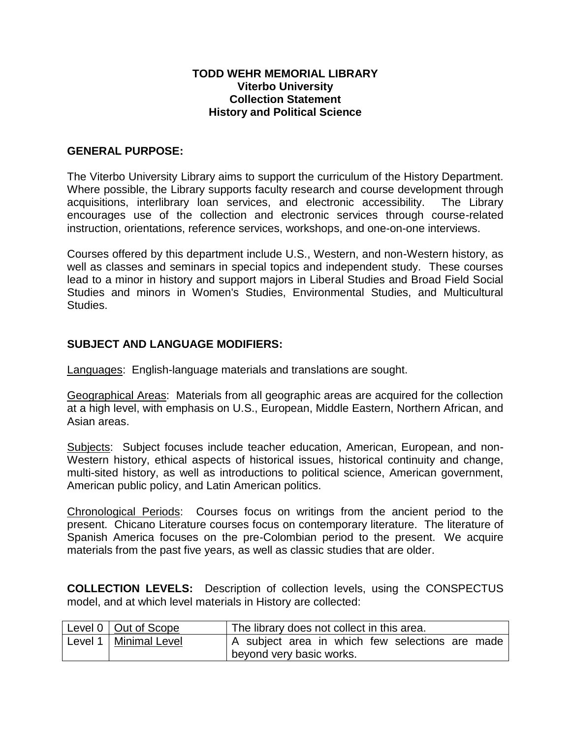# TODD WEHR MEMORIAL LIBRARY
## Viterbo University
## Collection Statement
## History and Political Science

## GENERAL PURPOSE:

The Viterbo University Library aims to support the curriculum of the History Department. Where possible, the Library supports faculty research and course development through acquisitions, interlibrary loan services, and electronic accessibility. The Library encourages use of the collection and electronic services through course-related instruction, orientations, reference services, workshops, and one-on-one interviews.

Courses offered by this department include U.S., Western, and non-Western history, as well as classes and seminars in special topics and independent study. These courses lead to a minor in history and support majors in Liberal Studies and Broad Field Social Studies and minors in Women's Studies, Environmental Studies, and Multicultural Studies.

## SUBJECT AND LANGUAGE MODIFIERS:

Languages: English-language materials and translations are sought.

Geographical Areas: Materials from all geographic areas are acquired for the collection at a high level, with emphasis on U.S., European, Middle Eastern, Northern African, and Asian areas.

Subjects: Subject focuses include teacher education, American, European, and non-Western history, ethical aspects of historical issues, historical continuity and change, multi-sited history, as well as introductions to political science, American government, American public policy, and Latin American politics.

Chronological Periods: Courses focus on writings from the ancient period to the present. Chicano Literature courses focus on contemporary literature. The literature of Spanish America focuses on the pre-Colombian period to the present. We acquire materials from the past five years, as well as classic studies that are older.

**COLLECTION LEVELS:** Description of collection levels, using the CONSPECTUS model, and at which level materials in History are collected:

| | | |
|---|---|---|
| Level 0 | Out of Scope | The library does not collect in this area. |
| Level 1 | Minimal Level | A subject area in which few selections are made beyond very basic works. |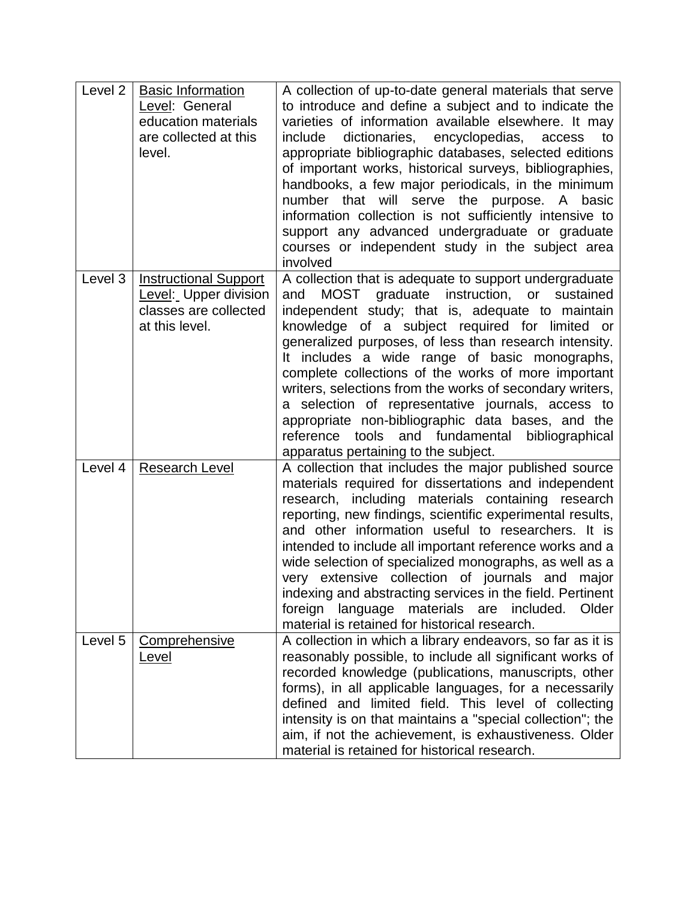| Level 2 | Basic Information Level: General education materials are collected at this level. | A collection of up-to-date general materials that serve to introduce and define a subject and to indicate the varieties of information available elsewhere. It may include dictionaries, encyclopedias, access to appropriate bibliographic databases, selected editions of important works, historical surveys, bibliographies, handbooks, a few major periodicals, in the minimum number that will serve the purpose. A basic information collection is not sufficiently intensive to support any advanced undergraduate or graduate courses or independent study in the subject area involved |
|---|---|---|
| Level 3 | Instructional Support Level: Upper division classes are collected at this level. | A collection that is adequate to support undergraduate and MOST graduate instruction, or sustained independent study; that is, adequate to maintain knowledge of a subject required for limited or generalized purposes, of less than research intensity. It includes a wide range of basic monographs, complete collections of the works of more important writers, selections from the works of secondary writers, a selection of representative journals, access to appropriate non-bibliographic data bases, and the reference tools and fundamental bibliographical apparatus pertaining to the subject. |
| Level 4 | Research Level | A collection that includes the major published source materials required for dissertations and independent research, including materials containing research reporting, new findings, scientific experimental results, and other information useful to researchers. It is intended to include all important reference works and a wide selection of specialized monographs, as well as a very extensive collection of journals and major indexing and abstracting services in the field. Pertinent foreign language materials are included. Older material is retained for historical research. |
| Level 5 | Comprehensive Level | A collection in which a library endeavors, so far as it is reasonably possible, to include all significant works of recorded knowledge (publications, manuscripts, other forms), in all applicable languages, for a necessarily defined and limited field. This level of collecting intensity is on that maintains a "special collection"; the aim, if not the achievement, is exhaustiveness. Older material is retained for historical research. |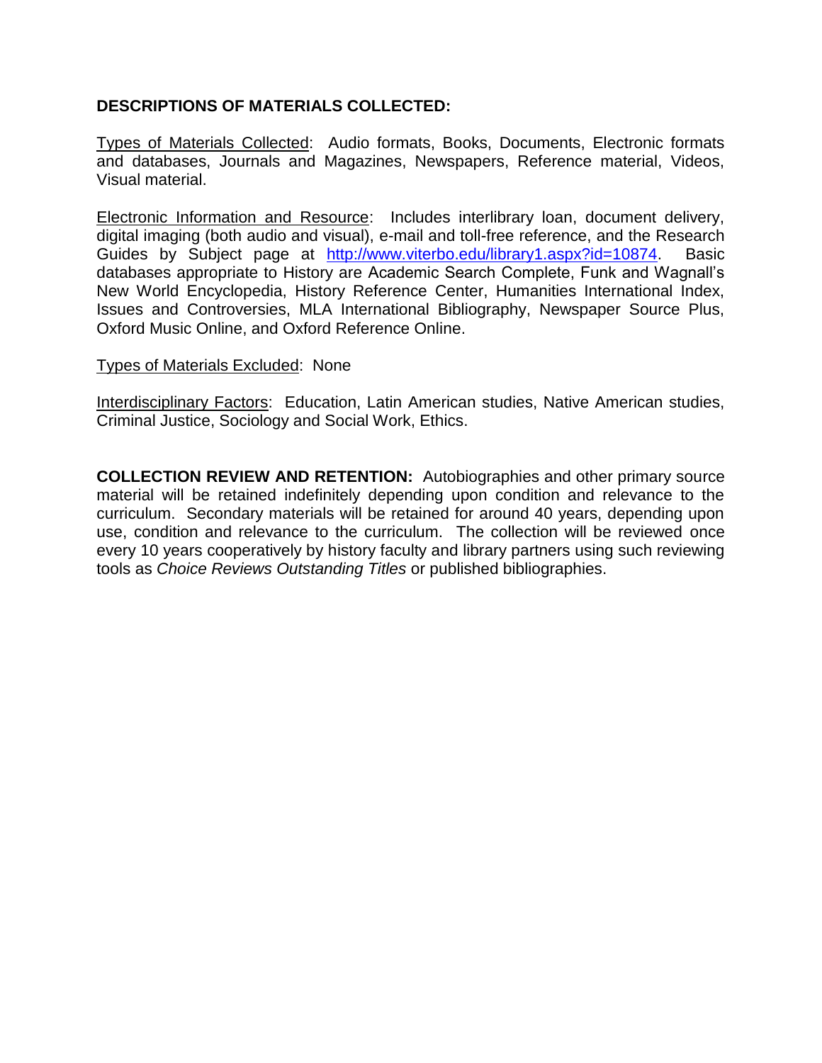**DESCRIPTIONS OF MATERIALS COLLECTED:**

Types of Materials Collected: Audio formats, Books, Documents, Electronic formats and databases, Journals and Magazines, Newspapers, Reference material, Videos, Visual material.

Electronic Information and Resource: Includes interlibrary loan, document delivery, digital imaging (both audio and visual), e-mail and toll-free reference, and the Research Guides by Subject page at [http://www.viterbo.edu/library1.aspx?id=10874](http://www.viterbo.edu/library1.aspx?id=10874). Basic databases appropriate to History are Academic Search Complete, Funk and Wagnall's New World Encyclopedia, History Reference Center, Humanities International Index, Issues and Controversies, MLA International Bibliography, Newspaper Source Plus, Oxford Music Online, and Oxford Reference Online.

Types of Materials Excluded: None

Interdisciplinary Factors: Education, Latin American studies, Native American studies, Criminal Justice, Sociology and Social Work, Ethics.

**COLLECTION REVIEW AND RETENTION:** Autobiographies and other primary source material will be retained indefinitely depending upon condition and relevance to the curriculum. Secondary materials will be retained for around 40 years, depending upon use, condition and relevance to the curriculum. The collection will be reviewed once every 10 years cooperatively by history faculty and library partners using such reviewing tools as *Choice Reviews Outstanding Titles* or published bibliographies.